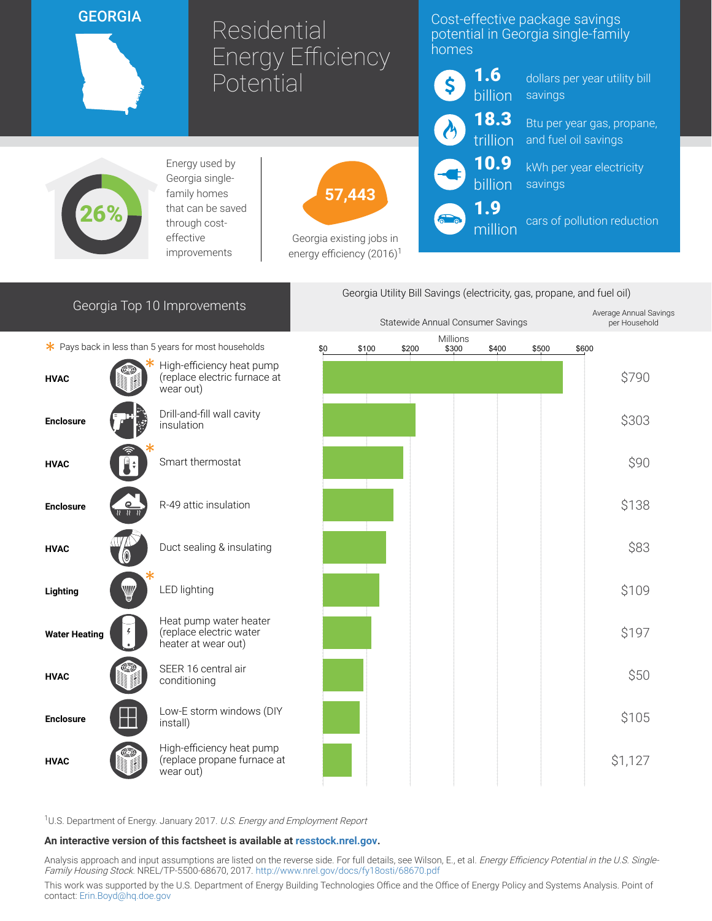# GEORGIA

# Residential Energy Efficiency Potential

## Cost-effective package savings potential in Georgia single-family homes

- **1.6 billion** dollars per year utility bill savings
- **18.3 trillion** Btu per year gas, propane, and fuel oil savings
- **10.9 billion** kWh per year electricity savings
- **1.9 million** cars of pollution reduction

**26%** Energy used by Georgia single-family homes that can be saved through cost-effective improvements

**57,443** Georgia existing jobs in energy efficiency (2016)[1]

## Georgia Top 10 Improvements

\* Pays back in less than 5 years for most households

Georgia Utility Bill Savings (electricity, gas, propane, and fuel oil)

| Category | Improvement | Average Annual Savings per Household |
|---|---|---|
| HVAC | High-efficiency heat pump (replace electric furnace at wear out) * | $790 |
| Enclosure | Drill-and-fill wall cavity insulation | $303 |
| HVAC | Smart thermostat * | $90 |
| Enclosure | R-49 attic insulation | $138 |
| HVAC | Duct sealing & insulating | $83 |
| Lighting | LED lighting * | $109 |
| Water Heating | Heat pump water heater (replace electric water heater at wear out) | $197 |
| HVAC | SEER 16 central air conditioning | $50 |
| Enclosure | Low-E storm windows (DIY install) | $105 |
| HVAC | High-efficiency heat pump (replace propane furnace at wear out) | $1,127 |

[1]U.S. Department of Energy. January 2017. *U.S. Energy and Employment Report*

**An interactive version of this factsheet is available at resstock.nrel.gov.**

Analysis approach and input assumptions are listed on the reverse side. For full details, see Wilson, E., et al. *Energy Efficiency Potential in the U.S. Single-Family Housing Stock.* NREL/TP-5500-68670, 2017. http://www.nrel.gov/docs/fy18osti/68670.pdf

This work was supported by the U.S. Department of Energy Building Technologies Office and the Office of Energy Policy and Systems Analysis. Point of contact: Erin.Boyd@hq.doe.gov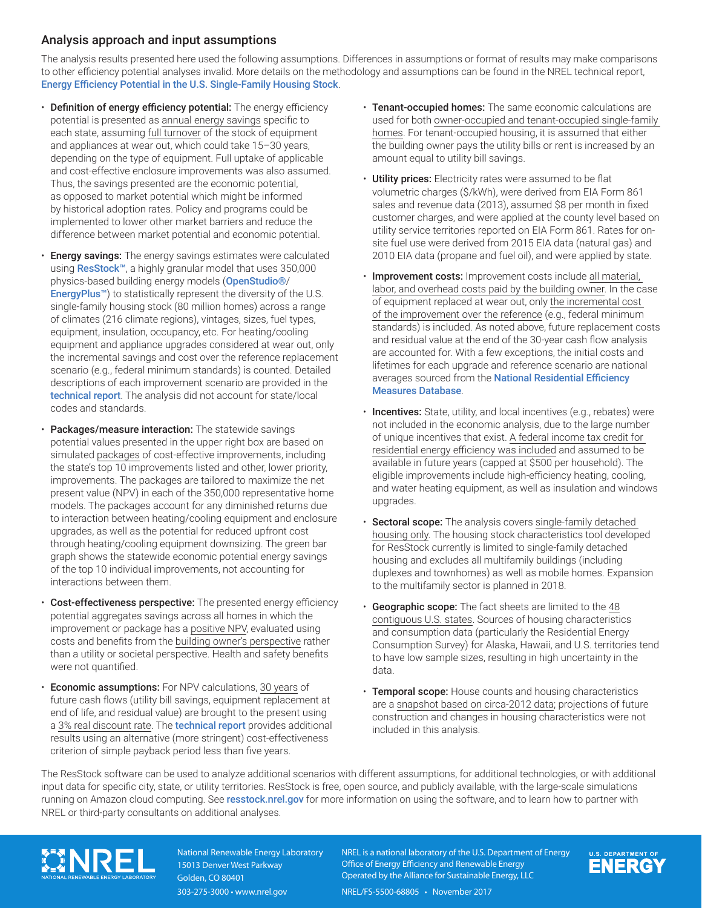## Analysis approach and input assumptions

The analysis results presented here used the following assumptions. Differences in assumptions or format of results may make comparisons to other efficiency potential analyses invalid. More details on the methodology and assumptions can be found in the NREL technical report, Energy Efficiency Potential in the U.S. Single-Family Housing Stock.

- **Definition of energy efficiency potential:** The energy efficiency potential is presented as annual energy savings specific to each state, assuming full turnover of the stock of equipment and appliances at wear out, which could take 15–30 years, depending on the type of equipment. Full uptake of applicable and cost-effective enclosure improvements was also assumed. Thus, the savings presented are the economic potential, as opposed to market potential which might be informed by historical adoption rates. Policy and programs could be implemented to lower other market barriers and reduce the difference between market potential and economic potential.
- **Energy savings:** The energy savings estimates were calculated using ResStock™, a highly granular model that uses 350,000 physics-based building energy models (OpenStudio®/EnergyPlus™) to statistically represent the diversity of the U.S. single-family housing stock (80 million homes) across a range of climates (216 climate regions), vintages, sizes, fuel types, equipment, insulation, occupancy, etc. For heating/cooling equipment and appliance upgrades considered at wear out, only the incremental savings and cost over the reference replacement scenario (e.g., federal minimum standards) is counted. Detailed descriptions of each improvement scenario are provided in the technical report. The analysis did not account for state/local codes and standards.
- **Packages/measure interaction:** The statewide savings potential values presented in the upper right box are based on simulated packages of cost-effective improvements, including the state's top 10 improvements listed and other, lower priority, improvements. The packages are tailored to maximize the net present value (NPV) in each of the 350,000 representative home models. The packages account for any diminished returns due to interaction between heating/cooling equipment and enclosure upgrades, as well as the potential for reduced upfront cost through heating/cooling equipment downsizing. The green bar graph shows the statewide economic potential energy savings of the top 10 individual improvements, not accounting for interactions between them.
- **Cost-effectiveness perspective:** The presented energy efficiency potential aggregates savings across all homes in which the improvement or package has a positive NPV, evaluated using costs and benefits from the building owner's perspective rather than a utility or societal perspective. Health and safety benefits were not quantified.
- **Economic assumptions:** For NPV calculations, 30 years of future cash flows (utility bill savings, equipment replacement at end of life, and residual value) are brought to the present using a 3% real discount rate. The technical report provides additional results using an alternative (more stringent) cost-effectiveness criterion of simple payback period less than five years.
- **Tenant-occupied homes:** The same economic calculations are used for both owner-occupied and tenant-occupied single-family homes. For tenant-occupied housing, it is assumed that either the building owner pays the utility bills or rent is increased by an amount equal to utility bill savings.
- **Utility prices:** Electricity rates were assumed to be flat volumetric charges ($/kWh), were derived from EIA Form 861 sales and revenue data (2013), assumed $8 per month in fixed customer charges, and were applied at the county level based on utility service territories reported on EIA Form 861. Rates for on-site fuel use were derived from 2015 EIA data (natural gas) and 2010 EIA data (propane and fuel oil), and were applied by state.
- **Improvement costs:** Improvement costs include all material, labor, and overhead costs paid by the building owner. In the case of equipment replaced at wear out, only the incremental cost of the improvement over the reference (e.g., federal minimum standards) is included. As noted above, future replacement costs and residual value at the end of the 30-year cash flow analysis are accounted for. With a few exceptions, the initial costs and lifetimes for each upgrade and reference scenario are national averages sourced from the National Residential Efficiency Measures Database.
- **Incentives:** State, utility, and local incentives (e.g., rebates) were not included in the economic analysis, due to the large number of unique incentives that exist. A federal income tax credit for residential energy efficiency was included and assumed to be available in future years (capped at $500 per household). The eligible improvements include high-efficiency heating, cooling, and water heating equipment, as well as insulation and windows upgrades.
- **Sectoral scope:** The analysis covers single-family detached housing only. The housing stock characteristics tool developed for ResStock currently is limited to single-family detached housing and excludes all multifamily buildings (including duplexes and townhomes) as well as mobile homes. Expansion to the multifamily sector is planned in 2018.
- **Geographic scope:** The fact sheets are limited to the 48 contiguous U.S. states. Sources of housing characteristics and consumption data (particularly the Residential Energy Consumption Survey) for Alaska, Hawaii, and U.S. territories tend to have low sample sizes, resulting in high uncertainty in the data.
- **Temporal scope:** House counts and housing characteristics are a snapshot based on circa-2012 data; projections of future construction and changes in housing characteristics were not included in this analysis.

The ResStock software can be used to analyze additional scenarios with different assumptions, for additional technologies, or with additional input data for specific city, state, or utility territories. ResStock is free, open source, and publicly available, with the large-scale simulations running on Amazon cloud computing. See resstock.nrel.gov for more information on using the software, and to learn how to partner with NREL or third-party consultants on additional analyses.

National Renewable Energy Laboratory
15013 Denver West Parkway
Golden, CO 80401
303-275-3000 • www.nrel.gov

NREL is a national laboratory of the U.S. Department of Energy
Office of Energy Efficiency and Renewable Energy
Operated by the Alliance for Sustainable Energy, LLC

NREL/FS-5500-68805 • November 2017